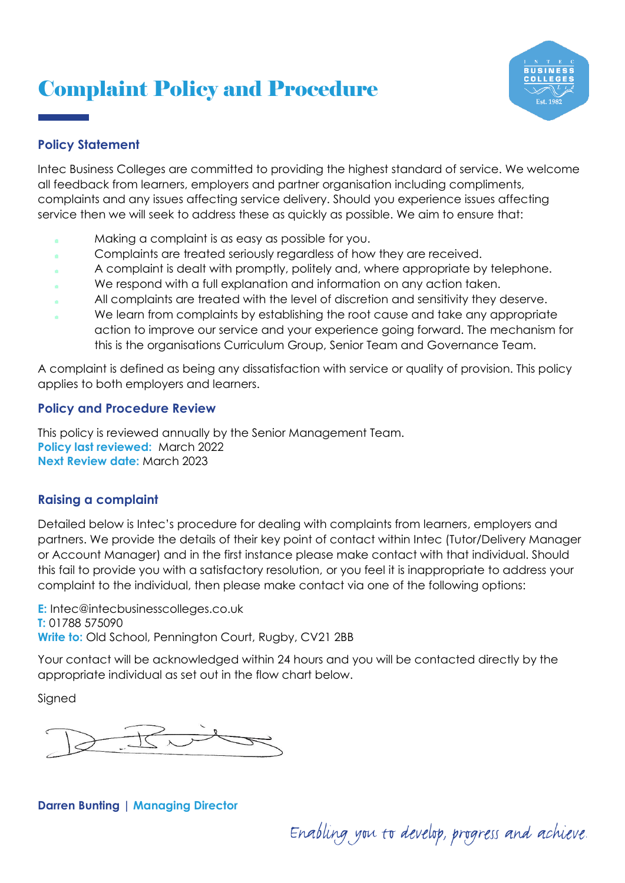# Complaint Policy and Procedure

## Policy Statement

Intec Business Colleges are committed to providing the highest standard of service. We welcome all feedback from learners, employers and partner organisation including compliments, complaints and any issues affecting service delivery. Should you experience issues affecting service then we will seek to address these as quickly as possible. We aim to ensure that:

- Making a complaint is as easy as possible for you.
- Complaints are treated seriously regardless of how they are received.
- A complaint is dealt with promptly, politely and, where appropriate by telephone.
- We respond with a full explanation and information on any action taken.
- All complaints are treated with the level of discretion and sensitivity they deserve.
- We learn from complaints by establishing the root cause and take any appropriate action to improve our service and your experience going forward. The mechanism for this is the organisations Curriculum Group, Senior Team and Governance Team.

A complaint is defined as being any dissatisfaction with service or quality of provision. This policy applies to both employers and learners.

## Policy and Procedure Review

This policy is reviewed annually by the Senior Management Team.
**Policy last reviewed:** March 2022
**Next Review date:** March 2023

## Raising a complaint

Detailed below is Intec's procedure for dealing with complaints from learners, employers and partners. We provide the details of their key point of contact within Intec (Tutor/Delivery Manager or Account Manager) and in the first instance please make contact with that individual. Should this fail to provide you with a satisfactory resolution, or you feel it is inappropriate to address your complaint to the individual, then please make contact via one of the following options:

**E:** Intec@intecbusinesscolleges.co.uk
**T:** 01788 575090
**Write to:** Old School, Pennington Court, Rugby, CV21 2BB

Your contact will be acknowledged within 24 hours and you will be contacted directly by the appropriate individual as set out in the flow chart below.

Signed

**Darren Bunting | Managing Director**

*Enabling you to develop, progress and achieve.*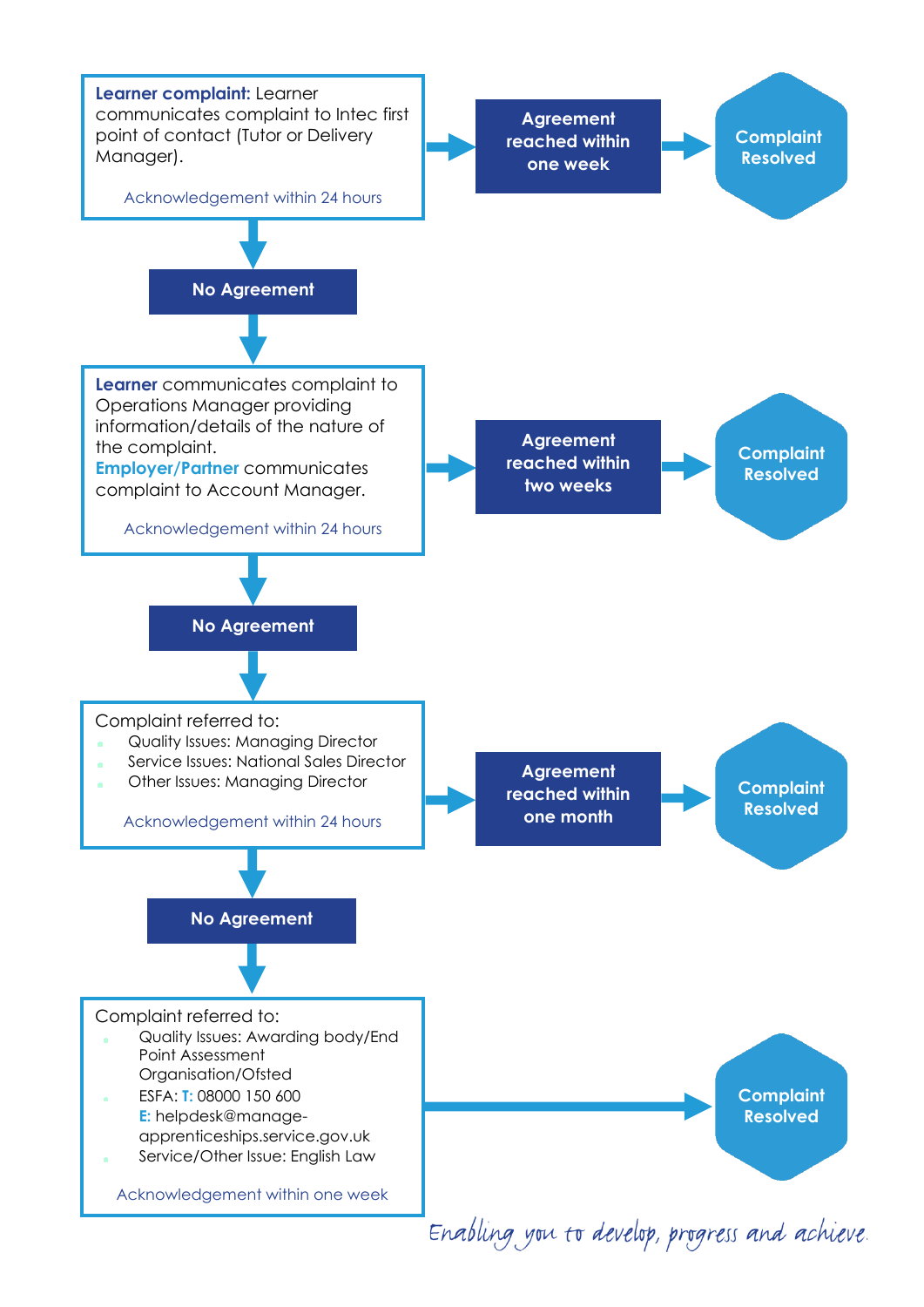**Learner complaint:** Learner communicates complaint to Intec first point of contact (Tutor or Delivery Manager).

Acknowledgement within 24 hours

→ **Agreement reached within one week** → **Complaint Resolved**

**No Agreement**

**Learner** communicates complaint to Operations Manager providing information/details of the nature of the complaint.
**Employer/Partner** communicates complaint to Account Manager.

Acknowledgement within 24 hours

→ **Agreement reached within two weeks** → **Complaint Resolved**

**No Agreement**

Complaint referred to:

- Quality Issues: Managing Director
- Service Issues: National Sales Director
- Other Issues: Managing Director

Acknowledgement within 24 hours

→ **Agreement reached within one month** → **Complaint Resolved**

**No Agreement**

Complaint referred to:

- Quality Issues: Awarding body/End Point Assessment Organisation/Ofsted
- ESFA: **T:** 08000 150 600
  **E:** helpdesk@manage-apprenticeships.service.gov.uk
- Service/Other Issue: English Law

Acknowledgement within one week

→ **Complaint Resolved**

*Enabling you to develop, progress and achieve.*